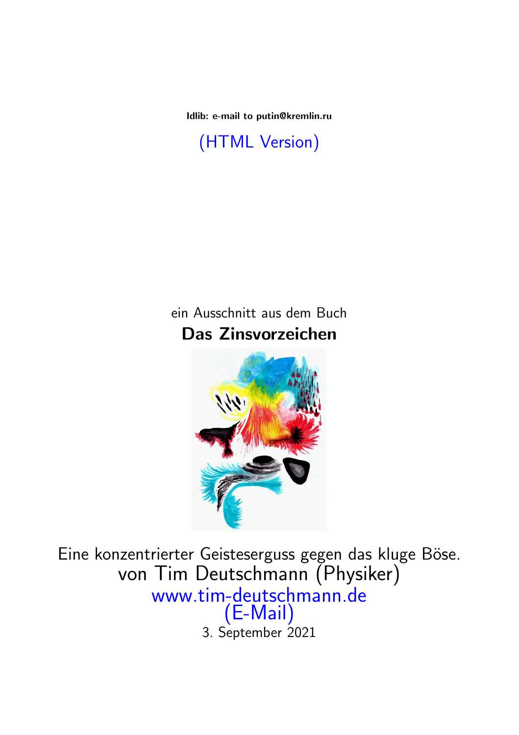**ldlib: e-mail to putin@kremlin.ru**

(HTML Version)

ein Ausschnitt aus dem Buch

# Das Zinsvorzeichen

Eine konzentrierter Geisteserguss gegen das kluge Böse.

von Tim Deutschmann (Physiker)

www.tim-deutschmann.de

(E-Mail)

3. September 2021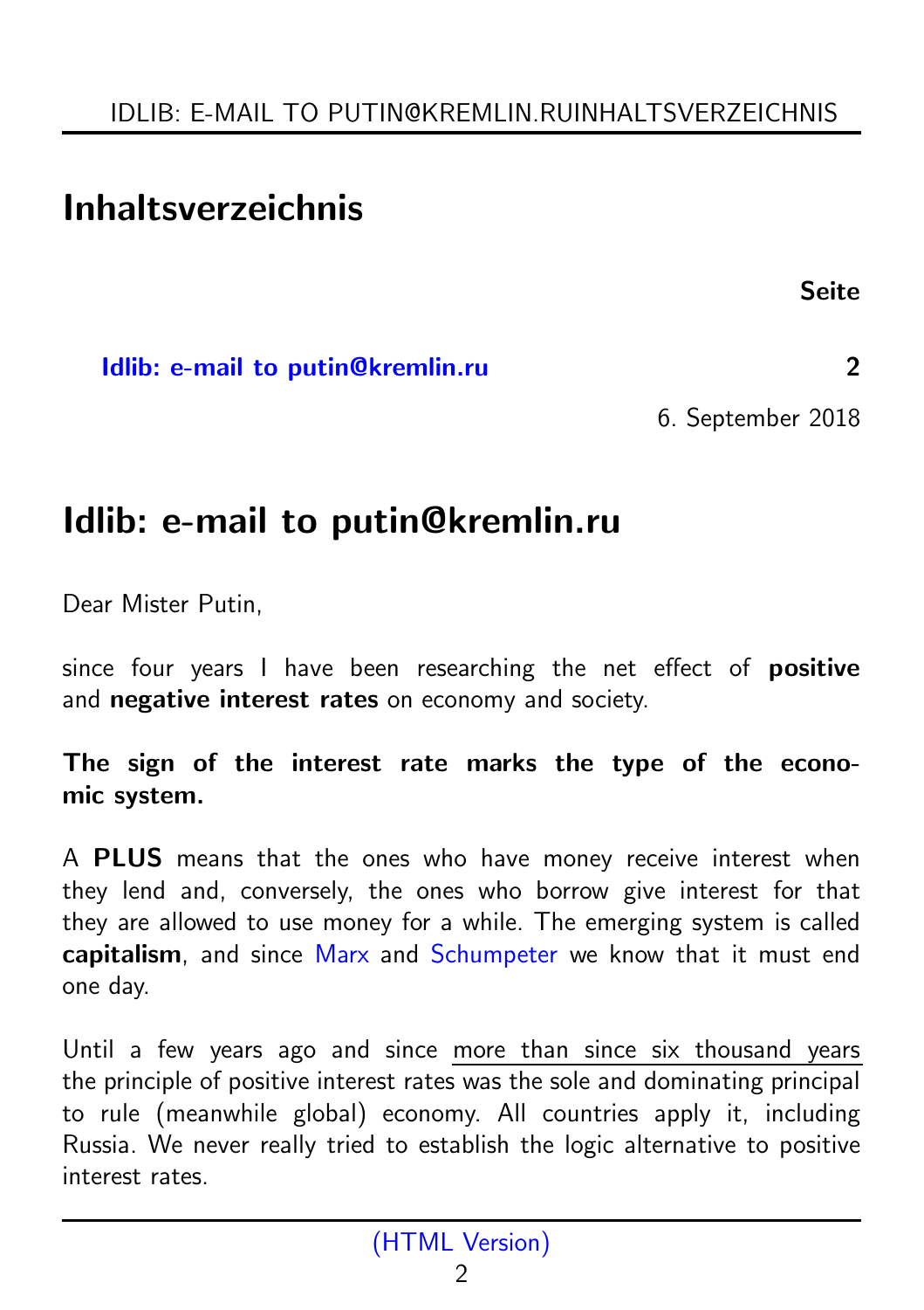# Inhaltsverzeichnis

| | Seite |
|---|---|
| Idlib: e-mail to putin@kremlin.ru | 2 |

6. September 2018

# Idlib: e-mail to putin@kremlin.ru

Dear Mister Putin,

since four years I have been researching the net effect of **positive** and **negative interest rates** on economy and society.

**The sign of the interest rate marks the type of the economic system.**

A **PLUS** means that the ones who have money receive interest when they lend and, conversely, the ones who borrow give interest for that they are allowed to use money for a while. The emerging system is called **capitalism**, and since Marx and Schumpeter we know that it must end one day.

Until a few years ago and since more than since six thousand years the principle of positive interest rates was the sole and dominating principal to rule (meanwhile global) economy. All countries apply it, including Russia. We never really tried to establish the logic alternative to positive interest rates.

(HTML Version)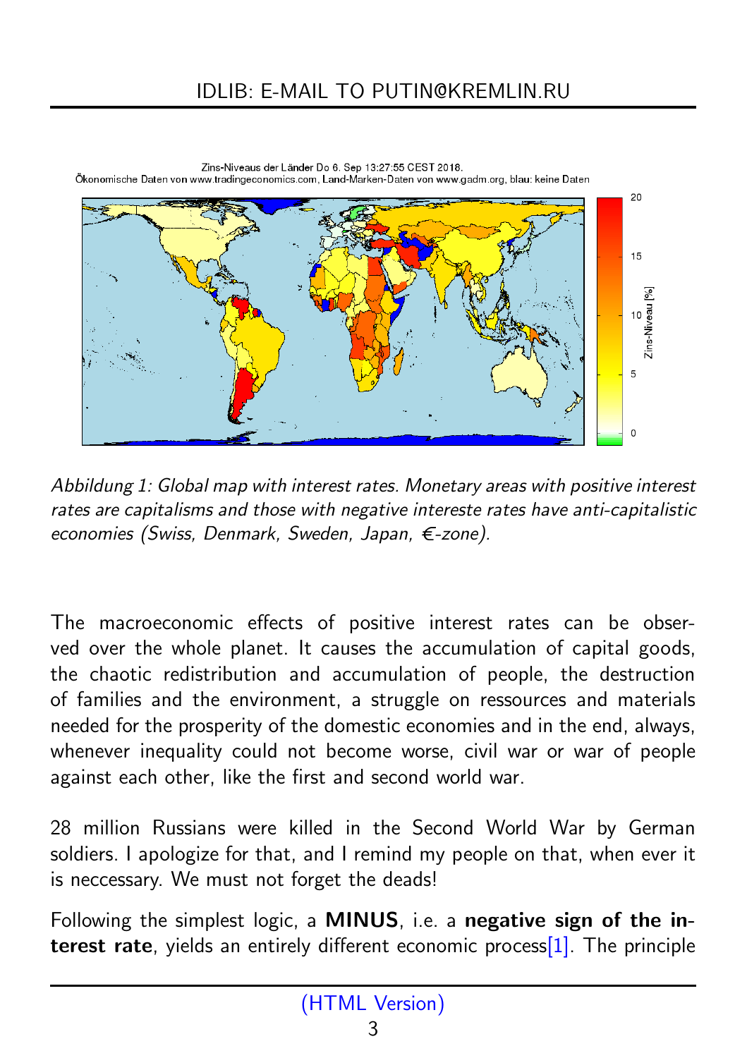Zins-Niveaus der Länder Do 6. Sep 13:27:55 CEST 2018.
Ökonomische Daten von www.tradingeconomics.com, Land-Marken-Daten von www.gadm.org, blau: keine Daten

*Abbildung 1: Global map with interest rates. Monetary areas with positive interest rates are capitalisms and those with negative intereste rates have anti-capitalistic economies (Swiss, Denmark, Sweden, Japan, €-zone).*

The macroeconomic effects of positive interest rates can be observed over the whole planet. It causes the accumulation of capital goods, the chaotic redistribution and accumulation of people, the destruction of families and the environment, a struggle on ressources and materials needed for the prosperity of the domestic economies and in the end, always, whenever inequality could not become worse, civil war or war of people against each other, like the first and second world war.

28 million Russians were killed in the Second World War by German soldiers. I apologize for that, and I remind my people on that, when ever it is neccessary. We must not forget the deads!

Following the simplest logic, a **MINUS**, i.e. a **negative sign of the interest rate**, yields an entirely different economic process[1]. The principle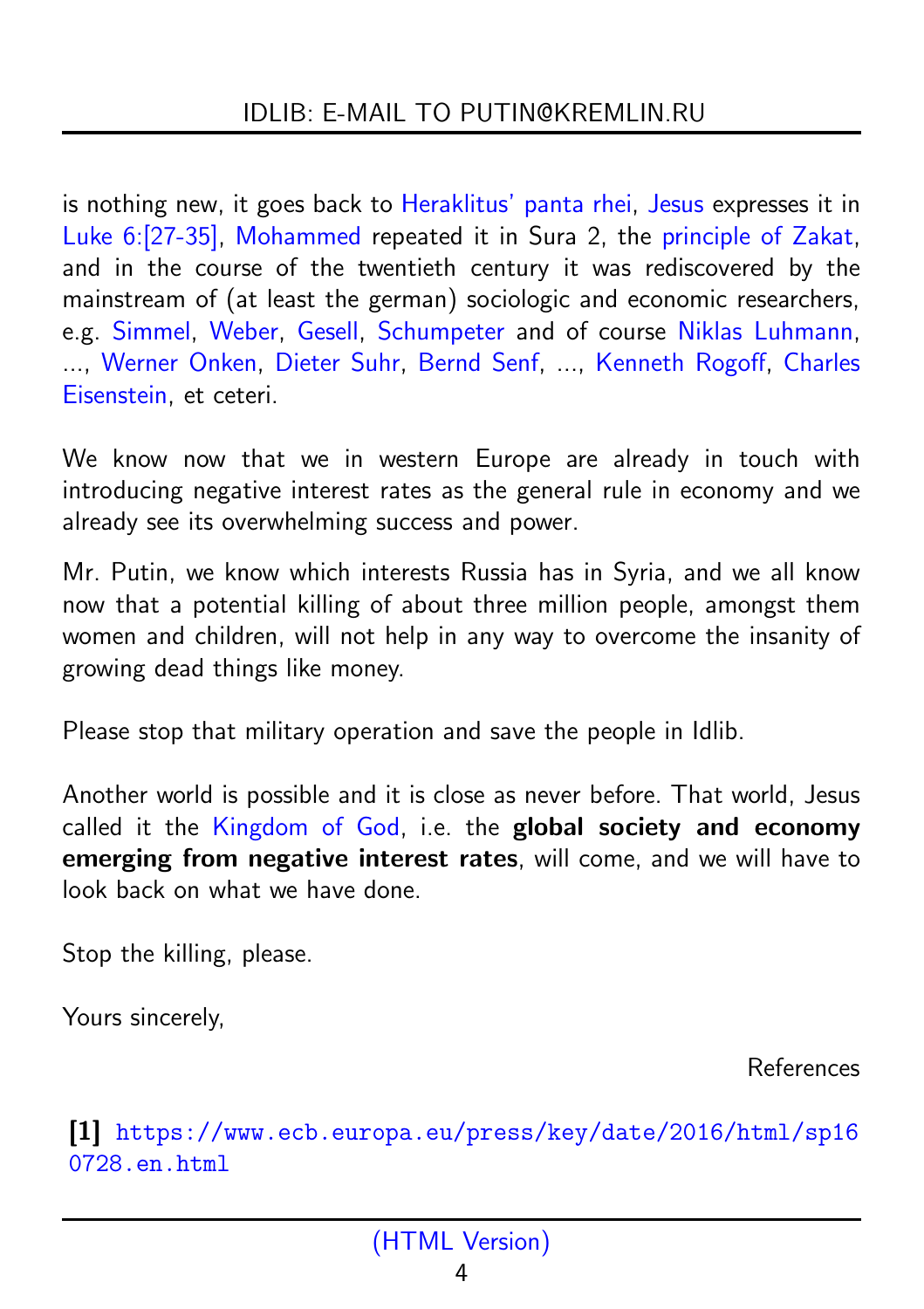is nothing new, it goes back to Heraklitus' panta rhei, Jesus expresses it in Luke 6:[27-35], Mohammed repeated it in Sura 2, the principle of Zakat, and in the course of the twentieth century it was rediscovered by the mainstream of (at least the german) sociologic and economic researchers, e.g. Simmel, Weber, Gesell, Schumpeter and of course Niklas Luhmann, ..., Werner Onken, Dieter Suhr, Bernd Senf, ..., Kenneth Rogoff, Charles Eisenstein, et ceteri.

We know now that we in western Europe are already in touch with introducing negative interest rates as the general rule in economy and we already see its overwhelming success and power.

Mr. Putin, we know which interests Russia has in Syria, and we all know now that a potential killing of about three million people, amongst them women and children, will not help in any way to overcome the insanity of growing dead things like money.

Please stop that military operation and save the people in Idlib.

Another world is possible and it is close as never before. That world, Jesus called it the Kingdom of God, i.e. the **global society and economy emerging from negative interest rates**, will come, and we will have to look back on what we have done.

Stop the killing, please.

Yours sincerely,

References

**[1]** https://www.ecb.europa.eu/press/key/date/2016/html/sp160728.en.html

(HTML Version)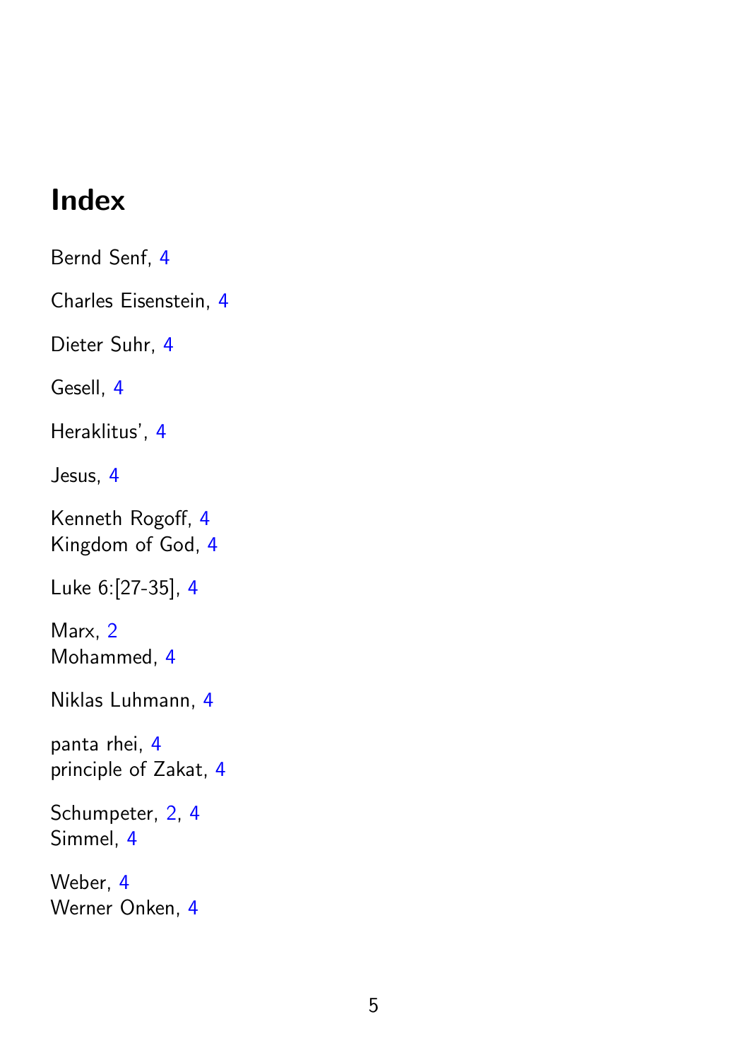# Index

Bernd Senf, 4

Charles Eisenstein, 4

Dieter Suhr, 4

Gesell, 4

Heraklitus', 4

Jesus, 4

Kenneth Rogoff, 4
Kingdom of God, 4

Luke 6:[27-35], 4

Marx, 2
Mohammed, 4

Niklas Luhmann, 4

panta rhei, 4
principle of Zakat, 4

Schumpeter, 2, 4
Simmel, 4

Weber, 4
Werner Onken, 4